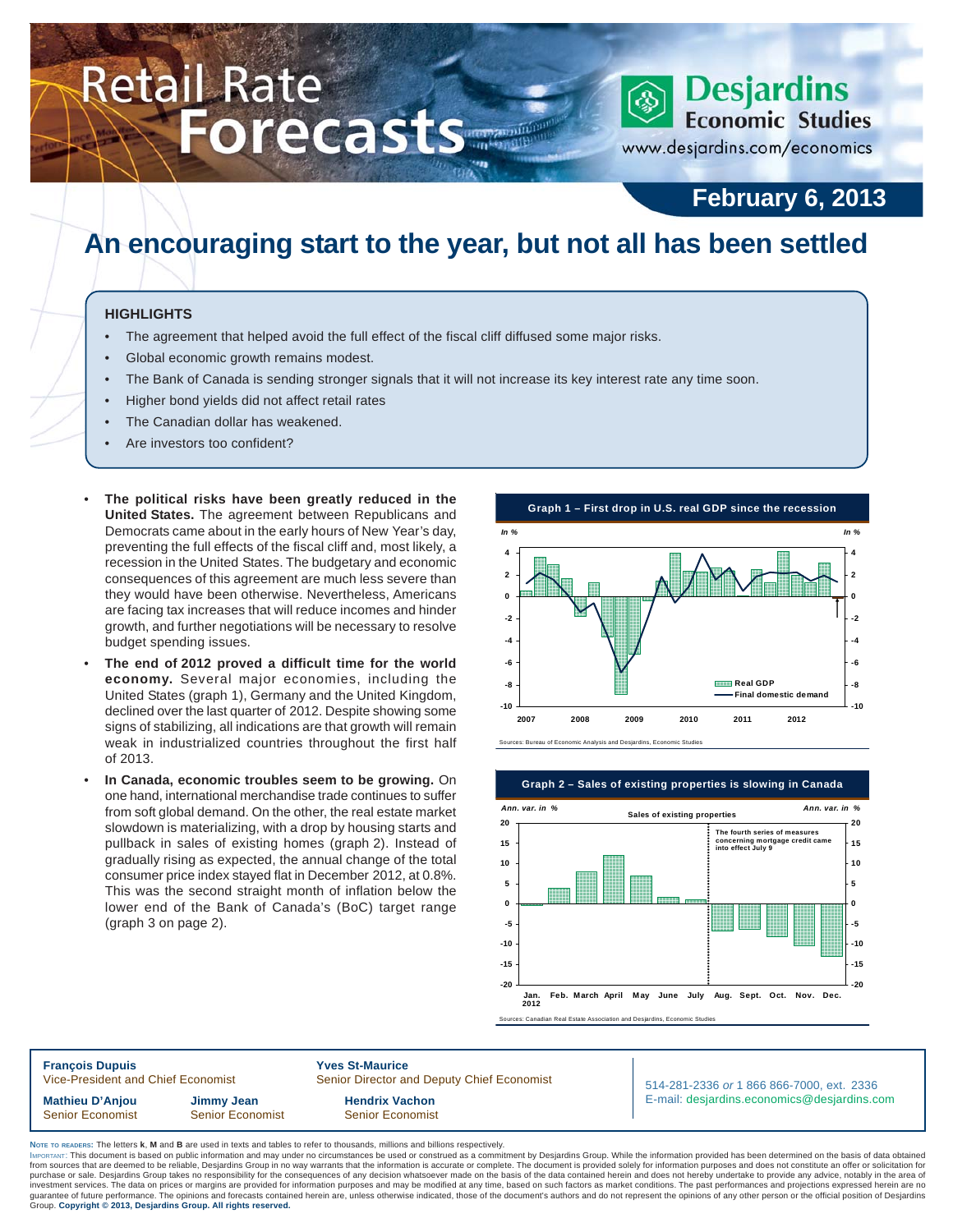# Retail Rate Forecasts

Desjardins Economic Studies
www.desjardins.com/economics

**February 6, 2013**

## An encouraging start to the year, but not all has been settled

### HIGHLIGHTS

- The agreement that helped avoid the full effect of the fiscal cliff diffused some major risks.
- Global economic growth remains modest.
- The Bank of Canada is sending stronger signals that it will not increase its key interest rate any time soon.
- Higher bond yields did not affect retail rates
- The Canadian dollar has weakened.
- Are investors too confident?

---

- **The political risks have been greatly reduced in the United States.** The agreement between Republicans and Democrats came about in the early hours of New Year's day, preventing the full effects of the fiscal cliff and, most likely, a recession in the United States. The budgetary and economic consequences of this agreement are much less severe than they would have been otherwise. Nevertheless, Americans are facing tax increases that will reduce incomes and hinder growth, and further negotiations will be necessary to resolve budget spending issues.
- **The end of 2012 proved a difficult time for the world economy.** Several major economies, including the United States (graph 1), Germany and the United Kingdom, declined over the last quarter of 2012. Despite showing some signs of stabilizing, all indications are that growth will remain weak in industrialized countries throughout the first half of 2013.
- **In Canada, economic troubles seem to be growing.** On one hand, international merchandise trade continues to suffer from soft global demand. On the other, the real estate market slowdown is materializing, with a drop by housing starts and pullback in sales of existing homes (graph 2). Instead of gradually rising as expected, the annual change of the total consumer price index stayed flat in December 2012, at 0.8%. This was the second straight month of inflation below the lower end of the Bank of Canada's (BoC) target range (graph 3 on page 2).

**Graph 1 – First drop in U.S. real GDP since the recession**

Sources: Bureau of Economic Analysis and Desjardins, Economic Studies

**Graph 2 – Sales of existing properties is slowing in Canada**

Sources: Canadian Real Estate Association and Desjardins, Economic Studies

---

**François Dupuis**
Vice-President and Chief Economist

**Yves St-Maurice**
Senior Director and Deputy Chief Economist

**Mathieu D'Anjou**
Senior Economist

**Jimmy Jean**
Senior Economist

**Hendrix Vachon**
Senior Economist

514-281-2336 *or* 1 866 866-7000, ext. 2336
E-mail: desjardins.economics@desjardins.com

NOTE TO READERS: The letters **k**, **M** and **B** are used in texts and tables to refer to thousands, millions and billions respectively.
IMPORTANT: This document is based on public information and may under no circumstances be used or construed as a commitment by Desjardins Group. While the information provided has been determined on the basis of data obtained from sources that are deemed to be reliable, Desjardins Group in no way warrants that the information is accurate or complete. The document is provided solely for information purposes and does not constitute an offer or solicitation for purchase or sale. Desjardins Group takes no responsibility for the consequences of any decision whatsoever made on the basis of the data contained herein and does not hereby undertake to provide any advice, notably in the area of investment services. The data on prices or margins are provided for information purposes and may be modified at any time, based on such factors as market conditions. The past performances and projections expressed herein are no guarantee of future performance. The opinions and forecasts contained herein are, unless otherwise indicated, those of the document's authors and do not represent the opinions of any other person or the official position of Desjardins Group. **Copyright © 2013, Desjardins Group. All rights reserved.**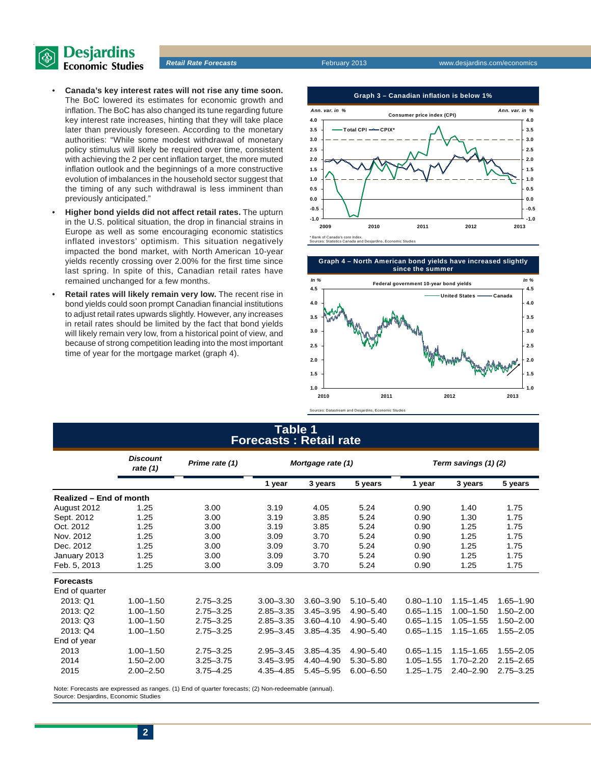- **Canada's key interest rates will not rise any time soon.** The BoC lowered its estimates for economic growth and inflation. The BoC has also changed its tune regarding future key interest rate increases, hinting that they will take place later than previously foreseen. According to the monetary authorities: "While some modest withdrawal of monetary policy stimulus will likely be required over time, consistent with achieving the 2 per cent inflation target, the more muted inflation outlook and the beginnings of a more constructive evolution of imbalances in the household sector suggest that the timing of any such withdrawal is less imminent than previously anticipated."
- **Higher bond yields did not affect retail rates.** The upturn in the U.S. political situation, the drop in financial strains in Europe as well as some encouraging economic statistics inflated investors' optimism. This situation negatively impacted the bond market, with North American 10-year yields recently crossing over 2.00% for the first time since last spring. In spite of this, Canadian retail rates have remained unchanged for a few months.
- **Retail rates will likely remain very low.** The recent rise in bond yields could soon prompt Canadian financial institutions to adjust retail rates upwards slightly. However, any increases in retail rates should be limited by the fact that bond yields will likely remain very low, from a historical point of view, and because of strong competition leading into the most important time of year for the mortgage market (graph 4).

**Graph 3 – Canadian inflation is below 1%**

Consumer price index (CPI) — Ann. var. in % — Total CPI, CPIX*

\* Bank of Canada's core index.
Sources: Statistics Canada and Desjardins, Economic Studies

**Graph 4 – North American bond yields have increased slightly since the summer**

Federal government 10-year bond yields — In % — United States, Canada

Sources: Datastream and Desjardins, Economic Studies

## Table 1
## Forecasts : Retail rate

| | Discount rate (1) | Prime rate (1) | Mortgage rate (1) | | | Term savings (1) (2) | | |
|---|---|---|---|---|---|---|---|---|
| | | | 1 year | 3 years | 5 years | 1 year | 3 years | 5 years |
| **Realized – End of month** | | | | | | | | |
| August 2012 | 1.25 | 3.00 | 3.19 | 4.05 | 5.24 | 0.90 | 1.40 | 1.75 |
| Sept. 2012 | 1.25 | 3.00 | 3.19 | 3.85 | 5.24 | 0.90 | 1.30 | 1.75 |
| Oct. 2012 | 1.25 | 3.00 | 3.19 | 3.85 | 5.24 | 0.90 | 1.25 | 1.75 |
| Nov. 2012 | 1.25 | 3.00 | 3.09 | 3.70 | 5.24 | 0.90 | 1.25 | 1.75 |
| Dec. 2012 | 1.25 | 3.00 | 3.09 | 3.70 | 5.24 | 0.90 | 1.25 | 1.75 |
| January 2013 | 1.25 | 3.00 | 3.09 | 3.70 | 5.24 | 0.90 | 1.25 | 1.75 |
| Feb. 5, 2013 | 1.25 | 3.00 | 3.09 | 3.70 | 5.24 | 0.90 | 1.25 | 1.75 |
| **Forecasts** | | | | | | | | |
| End of quarter | | | | | | | | |
| 2013: Q1 | 1.00–1.50 | 2.75–3.25 | 3.00–3.30 | 3.60–3.90 | 5.10–5.40 | 0.80–1.10 | 1.15–1.45 | 1.65–1.90 |
| 2013: Q2 | 1.00–1.50 | 2.75–3.25 | 2.85–3.35 | 3.45–3.95 | 4.90–5.40 | 0.65–1.15 | 1.00–1.50 | 1.50–2.00 |
| 2013: Q3 | 1.00–1.50 | 2.75–3.25 | 2.85–3.35 | 3.60–4.10 | 4.90–5.40 | 0.65–1.15 | 1.05–1.55 | 1.50–2.00 |
| 2013: Q4 | 1.00–1.50 | 2.75–3.25 | 2.95–3.45 | 3.85–4.35 | 4.90–5.40 | 0.65–1.15 | 1.15–1.65 | 1.55–2.05 |
| End of year | | | | | | | | |
| 2013 | 1.00–1.50 | 2.75–3.25 | 2.95–3.45 | 3.85–4.35 | 4.90–5.40 | 0.65–1.15 | 1.15–1.65 | 1.55–2.05 |
| 2014 | 1.50–2.00 | 3.25–3.75 | 3.45–3.95 | 4.40–4.90 | 5.30–5.80 | 1.05–1.55 | 1.70–2.20 | 2.15–2.65 |
| 2015 | 2.00–2.50 | 3.75–4.25 | 4.35–4.85 | 5.45–5.95 | 6.00–6.50 | 1.25–1.75 | 2.40–2.90 | 2.75–3.25 |

Note: Forecasts are expressed as ranges. (1) End of quarter forecasts; (2) Non-redeemable (annual).
Source: Desjardins, Economic Studies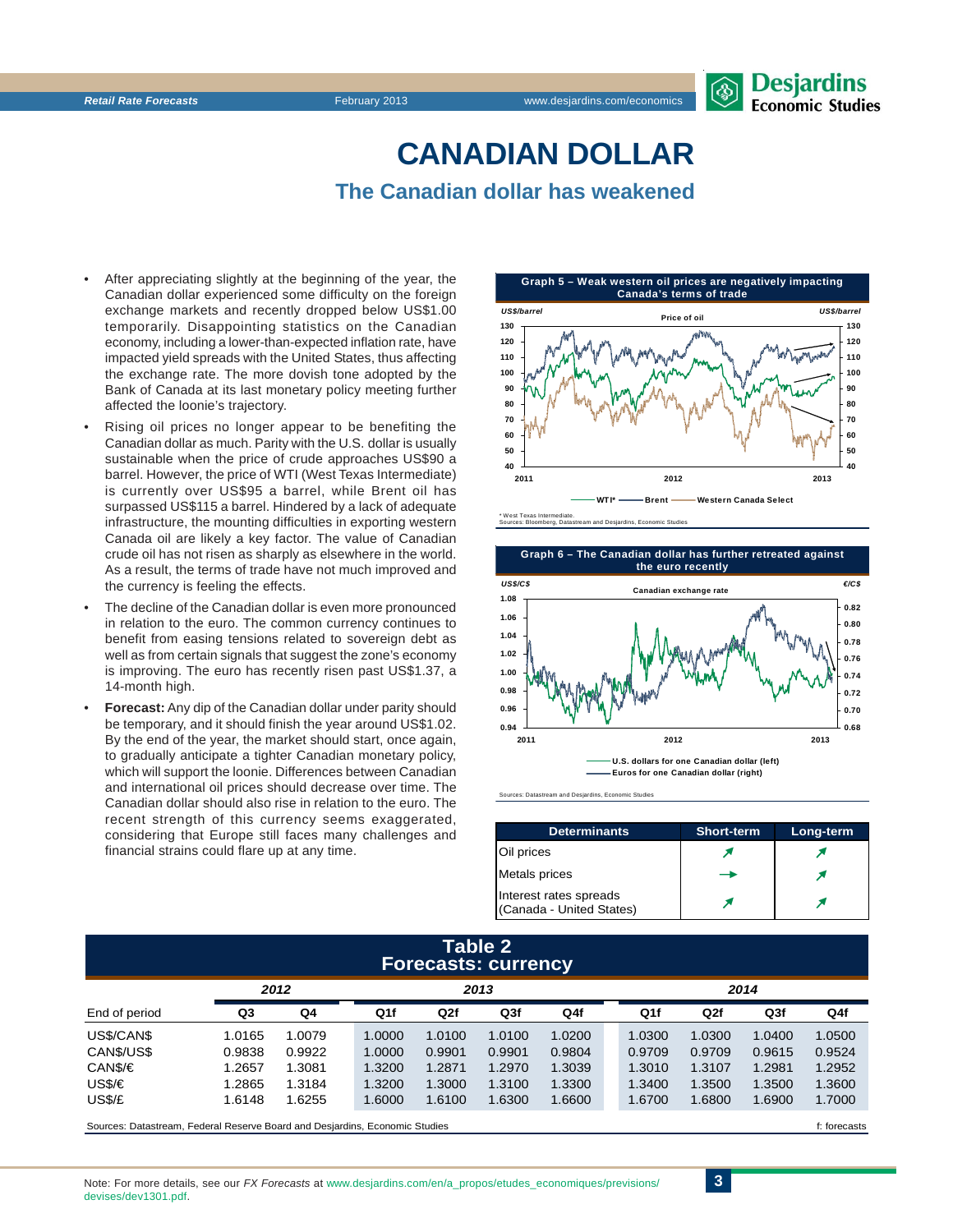# CANADIAN DOLLAR

## The Canadian dollar has weakened

- After appreciating slightly at the beginning of the year, the Canadian dollar experienced some difficulty on the foreign exchange markets and recently dropped below US$1.00 temporarily. Disappointing statistics on the Canadian economy, including a lower-than-expected inflation rate, have impacted yield spreads with the United States, thus affecting the exchange rate. The more dovish tone adopted by the Bank of Canada at its last monetary policy meeting further affected the loonie's trajectory.
- Rising oil prices no longer appear to be benefiting the Canadian dollar as much. Parity with the U.S. dollar is usually sustainable when the price of crude approaches US$90 a barrel. However, the price of WTI (West Texas Intermediate) is currently over US$95 a barrel, while Brent oil has surpassed US$115 a barrel. Hindered by a lack of adequate infrastructure, the mounting difficulties in exporting western Canada oil are likely a key factor. The value of Canadian crude oil has not risen as sharply as elsewhere in the world. As a result, the terms of trade have not much improved and the currency is feeling the effects.
- The decline of the Canadian dollar is even more pronounced in relation to the euro. The common currency continues to benefit from easing tensions related to sovereign debt as well as from certain signals that suggest the zone's economy is improving. The euro has recently risen past US$1.37, a 14-month high.
- **Forecast:** Any dip of the Canadian dollar under parity should be temporary, and it should finish the year around US$1.02. By the end of the year, the market should start, once again, to gradually anticipate a tighter Canadian monetary policy, which will support the loonie. Differences between Canadian and international oil prices should decrease over time. The Canadian dollar should also rise in relation to the euro. The recent strength of this currency seems exaggerated, considering that Europe still faces many challenges and financial strains could flare up at any time.

**Graph 5 – Weak western oil prices are negatively impacting Canada's terms of trade**

Price of oil (US$/barrel) — WTI*, Brent, Western Canada Select

\* West Texas Intermediate.
Sources: Bloomberg, Datastream and Desjardins, Economic Studies

**Graph 6 – The Canadian dollar has further retreated against the euro recently**

Canadian exchange rate — U.S. dollars for one Canadian dollar (left, US$/C$); Euros for one Canadian dollar (right, €/C$)

Sources: Datastream and Desjardins, Economic Studies

| Determinants | Short-term | Long-term |
|---|---|---|
| Oil prices | ↗ | ↗ |
| Metals prices | → | ↗ |
| Interest rates spreads (Canada - United States) | ↗ | ↗ |

**Table 2**
**Forecasts: currency**

| | 2012 | | 2013 | | | | 2014 | | | |
|---|---|---|---|---|---|---|---|---|---|---|
| End of period | Q3 | Q4 | Q1f | Q2f | Q3f | Q4f | Q1f | Q2f | Q3f | Q4f |
| US$/CAN$ | 1.0165 | 1.0079 | 1.0000 | 1.0100 | 1.0100 | 1.0200 | 1.0300 | 1.0300 | 1.0400 | 1.0500 |
| CAN$/US$ | 0.9838 | 0.9922 | 1.0000 | 0.9901 | 0.9901 | 0.9804 | 0.9709 | 0.9709 | 0.9615 | 0.9524 |
| CAN$/€ | 1.2657 | 1.3081 | 1.3200 | 1.2871 | 1.2970 | 1.3039 | 1.3010 | 1.3107 | 1.2981 | 1.2952 |
| US$/€ | 1.2865 | 1.3184 | 1.3200 | 1.3000 | 1.3100 | 1.3300 | 1.3400 | 1.3500 | 1.3500 | 1.3600 |
| US$/£ | 1.6148 | 1.6255 | 1.6000 | 1.6100 | 1.6300 | 1.6600 | 1.6700 | 1.6800 | 1.6900 | 1.7000 |

Sources: Datastream, Federal Reserve Board and Desjardins, Economic Studies — f: forecasts

Note: For more details, see our *FX Forecasts* at www.desjardins.com/en/a_propos/etudes_economiques/previsions/devises/dev1301.pdf.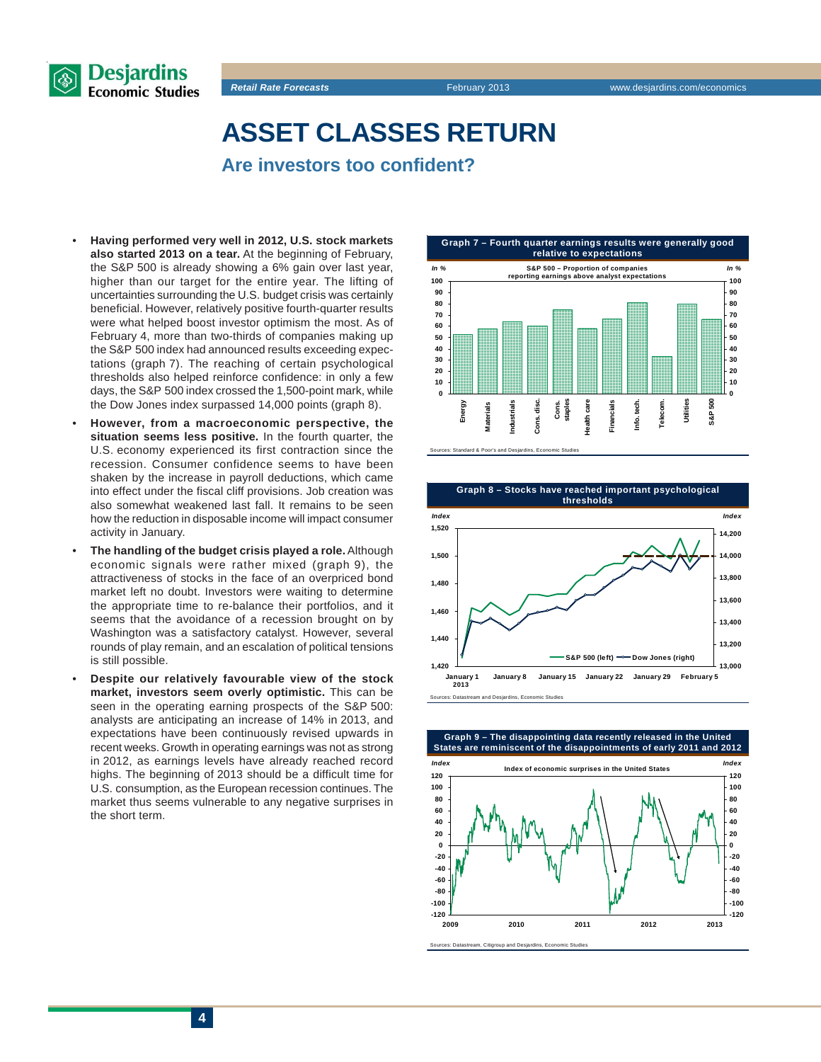# ASSET CLASSES RETURN

## Are investors too confident?

- **Having performed very well in 2012, U.S. stock markets also started 2013 on a tear.** At the beginning of February, the S&P 500 is already showing a 6% gain over last year, higher than our target for the entire year. The lifting of uncertainties surrounding the U.S. budget crisis was certainly beneficial. However, relatively positive fourth-quarter results were what helped boost investor optimism the most. As of February 4, more than two-thirds of companies making up the S&P 500 index had announced results exceeding expectations (graph 7). The reaching of certain psychological thresholds also helped reinforce confidence: in only a few days, the S&P 500 index crossed the 1,500-point mark, while the Dow Jones index surpassed 14,000 points (graph 8).
- **However, from a macroeconomic perspective, the situation seems less positive.** In the fourth quarter, the U.S. economy experienced its first contraction since the recession. Consumer confidence seems to have been shaken by the increase in payroll deductions, which came into effect under the fiscal cliff provisions. Job creation was also somewhat weakened last fall. It remains to be seen how the reduction in disposable income will impact consumer activity in January.
- **The handling of the budget crisis played a role.** Although economic signals were rather mixed (graph 9), the attractiveness of stocks in the face of an overpriced bond market left no doubt. Investors were waiting to determine the appropriate time to re-balance their portfolios, and it seems that the avoidance of a recession brought on by Washington was a satisfactory catalyst. However, several rounds of play remain, and an escalation of political tensions is still possible.
- **Despite our relatively favourable view of the stock market, investors seem overly optimistic.** This can be seen in the operating earning prospects of the S&P 500: analysts are anticipating an increase of 14% in 2013, and expectations have been continuously revised upwards in recent weeks. Growth in operating earnings was not as strong in 2012, as earnings levels have already reached record highs. The beginning of 2013 should be a difficult time for U.S. consumption, as the European recession continues. The market thus seems vulnerable to any negative surprises in the short term.

**Graph 7 – Fourth quarter earnings results were generally good relative to expectations**

S&P 500 – Proportion of companies reporting earnings above analyst expectations (In %)

Sources: Standard & Poor's and Desjardins, Economic Studies

**Graph 8 – Stocks have reached important psychological thresholds**

S&P 500 (left), Dow Jones (right) – Index

Sources: Datastream and Desjardins, Economic Studies

**Graph 9 – The disappointing data recently released in the United States are reminiscent of the disappointments of early 2011 and 2012**

Index of economic surprises in the United States

Sources: Datastream, Citigroup and Desjardins, Economic Studies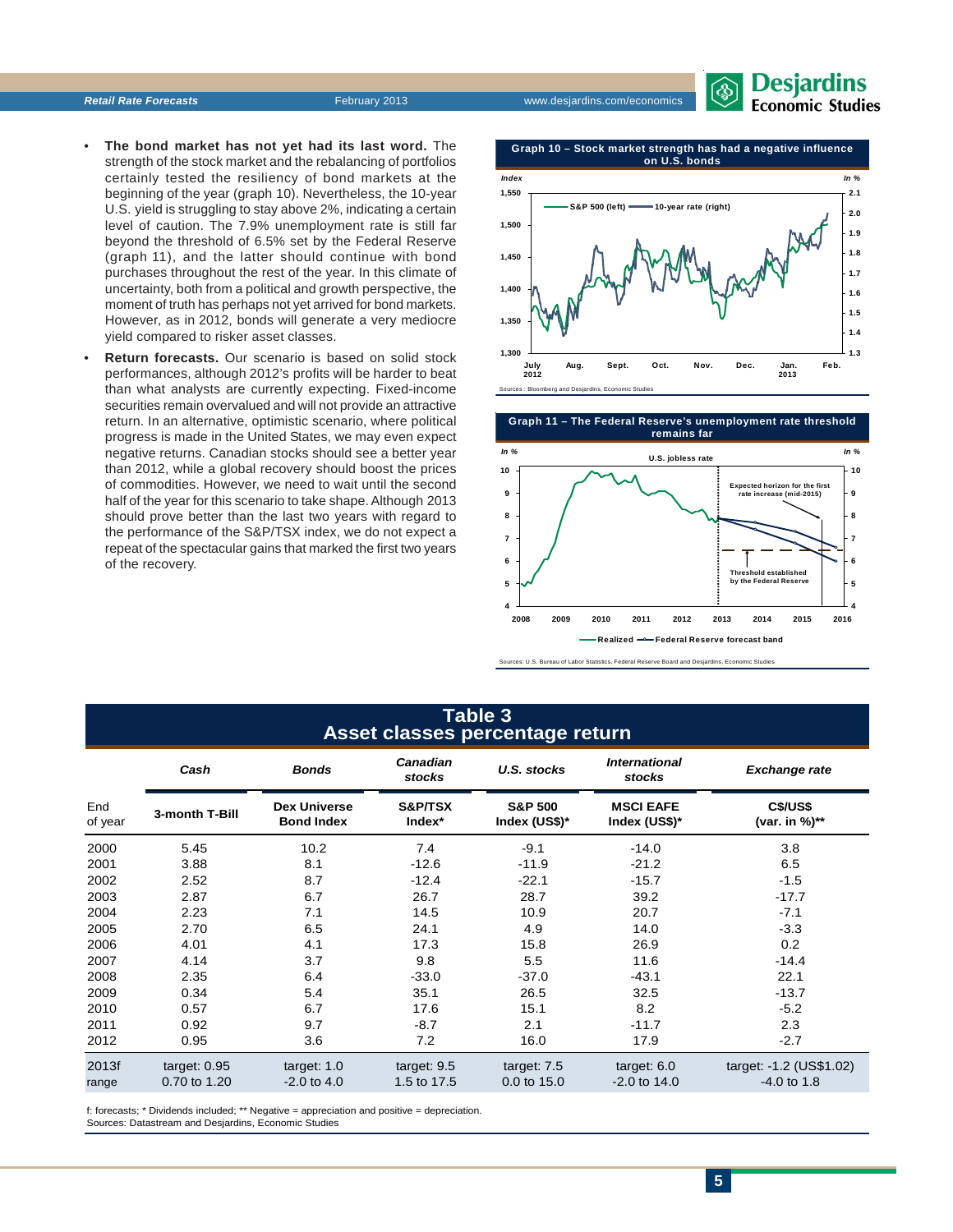- **The bond market has not yet had its last word.** The strength of the stock market and the rebalancing of portfolios certainly tested the resiliency of bond markets at the beginning of the year (graph 10). Nevertheless, the 10-year U.S. yield is struggling to stay above 2%, indicating a certain level of caution. The 7.9% unemployment rate is still far beyond the threshold of 6.5% set by the Federal Reserve (graph 11), and the latter should continue with bond purchases throughout the rest of the year. In this climate of uncertainty, both from a political and growth perspective, the moment of truth has perhaps not yet arrived for bond markets. However, as in 2012, bonds will generate a very mediocre yield compared to riskier asset classes.
- **Return forecasts.** Our scenario is based on solid stock performances, although 2012's profits will be harder to beat than what analysts are currently expecting. Fixed-income securities remain overvalued and will not provide an attractive return. In an alternative, optimistic scenario, where political progress is made in the United States, we may even expect negative returns. Canadian stocks should see a better year than 2012, while a global recovery should boost the prices of commodities. However, we need to wait until the second half of the year for this scenario to take shape. Although 2013 should prove better than the last two years with regard to the performance of the S&P/TSX index, we do not expect a repeat of the spectacular gains that marked the first two years of the recovery.

**Graph 10 – Stock market strength has had a negative influence on U.S. bonds**

Index / In %

S&P 500 (left) — 10-year rate (right)

1,300 – 1,550 (left); 1.3 – 2.1 (right)

July 2012, Aug., Sept., Oct., Nov., Dec., Jan. 2013, Feb.

Sources : Bloomberg and Desjardins, Economic Studies

**Graph 11 – The Federal Reserve's unemployment rate threshold remains far**

In % / In %

U.S. jobless rate

Expected horizon for the first rate increase (mid-2015)

Threshold established by the Federal Reserve

4 – 10

2008, 2009, 2010, 2011, 2012, 2013, 2014, 2015, 2016

Realized — Federal Reserve forecast band

Sources: U.S. Bureau of Labor Statistics, Federal Reserve Board and Desjardins, Economic Studies

## Table 3
## Asset classes percentage return

| | *Cash* | *Bonds* | *Canadian stocks* | *U.S. stocks* | *International stocks* | *Exchange rate* |
|---|---|---|---|---|---|---|
| End of year | **3-month T-Bill** | **Dex Universe Bond Index** | **S&P/TSX Index*** | **S&P 500 Index (US$)*** | **MSCI EAFE Index (US$)*** | **C$/US$ (var. in %)**** |
| 2000 | 5.45 | 10.2 | 7.4 | -9.1 | -14.0 | 3.8 |
| 2001 | 3.88 | 8.1 | -12.6 | -11.9 | -21.2 | 6.5 |
| 2002 | 2.52 | 8.7 | -12.4 | -22.1 | -15.7 | -1.5 |
| 2003 | 2.87 | 6.7 | 26.7 | 28.7 | 39.2 | -17.7 |
| 2004 | 2.23 | 7.1 | 14.5 | 10.9 | 20.7 | -7.1 |
| 2005 | 2.70 | 6.5 | 24.1 | 4.9 | 14.0 | -3.3 |
| 2006 | 4.01 | 4.1 | 17.3 | 15.8 | 26.9 | 0.2 |
| 2007 | 4.14 | 3.7 | 9.8 | 5.5 | 11.6 | -14.4 |
| 2008 | 2.35 | 6.4 | -33.0 | -37.0 | -43.1 | 22.1 |
| 2009 | 0.34 | 5.4 | 35.1 | 26.5 | 32.5 | -13.7 |
| 2010 | 0.57 | 6.7 | 17.6 | 15.1 | 8.2 | -5.2 |
| 2011 | 0.92 | 9.7 | -8.7 | 2.1 | -11.7 | 2.3 |
| 2012 | 0.95 | 3.6 | 7.2 | 16.0 | 17.9 | -2.7 |
| 2013f | target: 0.95 | target: 1.0 | target: 9.5 | target: 7.5 | target: 6.0 | target: -1.2 (US$1.02) |
| range | 0.70 to 1.20 | -2.0 to 4.0 | 1.5 to 17.5 | 0.0 to 15.0 | -2.0 to 14.0 | -4.0 to 1.8 |

f: forecasts; * Dividends included; ** Negative = appreciation and positive = depreciation.
Sources: Datastream and Desjardins, Economic Studies